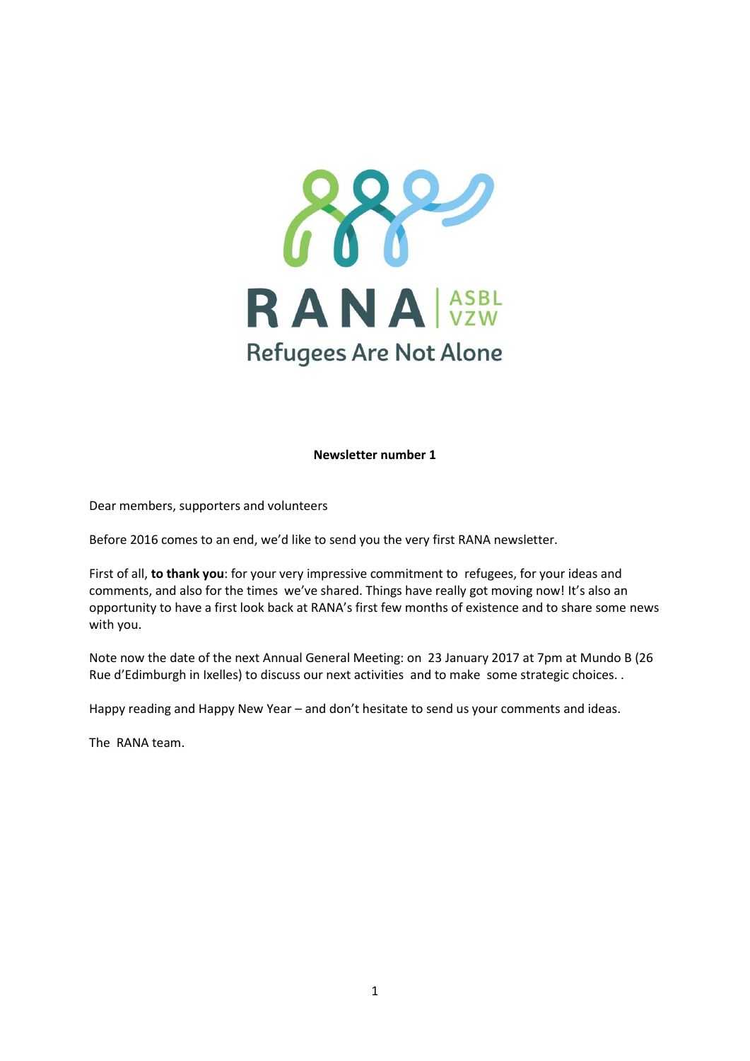RANA ASBL VZW

Refugees Are Not Alone

**Newsletter number 1**

Dear members, supporters and volunteers

Before 2016 comes to an end, we'd like to send you the very first RANA newsletter.

First of all, **to thank you**: for your very impressive commitment to refugees, for your ideas and comments, and also for the times we've shared. Things have really got moving now! It's also an opportunity to have a first look back at RANA's first few months of existence and to share some news with you.

Note now the date of the next Annual General Meeting: on 23 January 2017 at 7pm at Mundo B (26 Rue d'Edimburgh in Ixelles) to discuss our next activities and to make some strategic choices. .

Happy reading and Happy New Year – and don't hesitate to send us your comments and ideas.

The RANA team.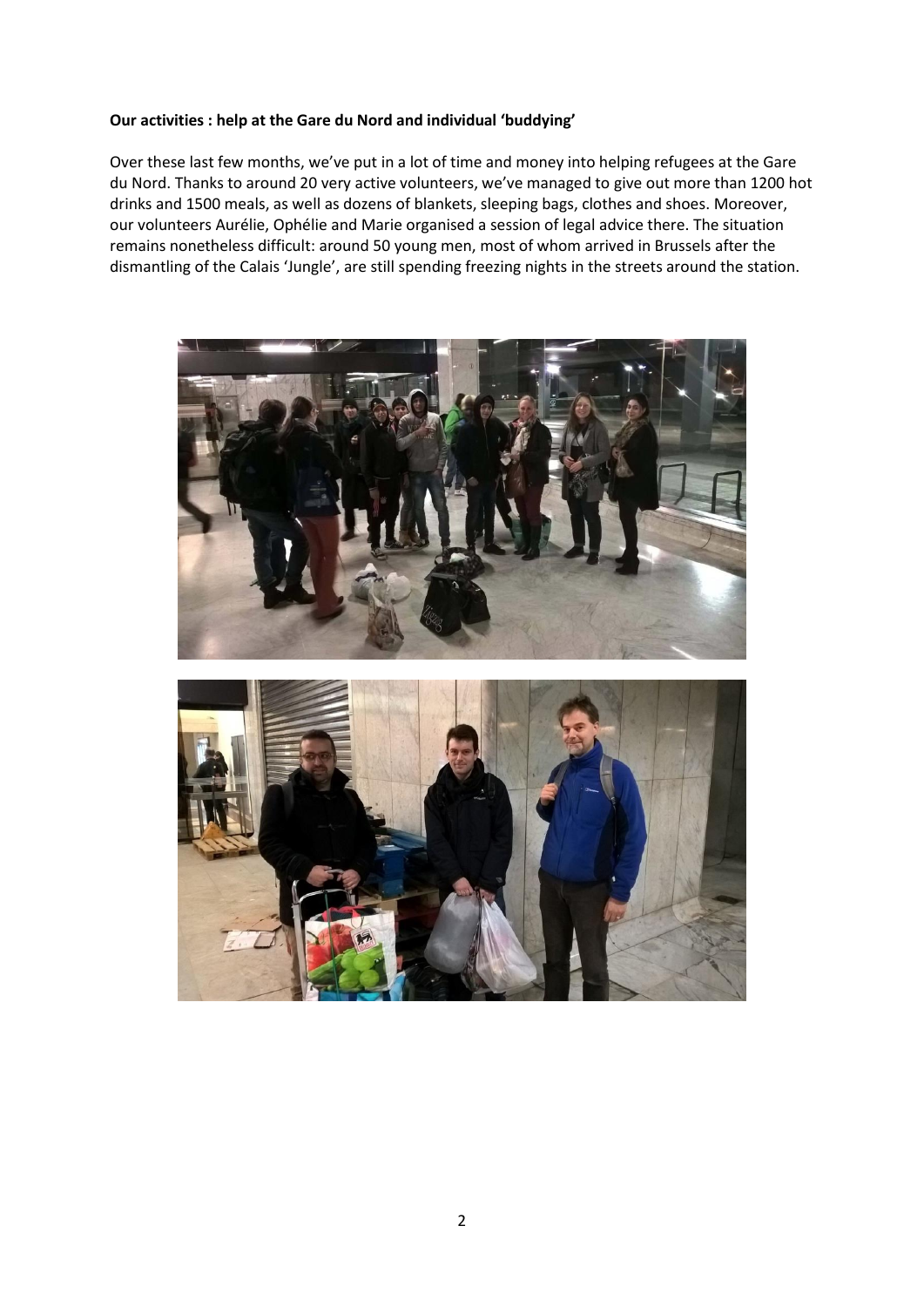**Our activities : help at the Gare du Nord and individual 'buddying'**

Over these last few months, we've put in a lot of time and money into helping refugees at the Gare du Nord. Thanks to around 20 very active volunteers, we've managed to give out more than 1200 hot drinks and 1500 meals, as well as dozens of blankets, sleeping bags, clothes and shoes. Moreover, our volunteers Aurélie, Ophélie and Marie organised a session of legal advice there. The situation remains nonetheless difficult: around 50 young men, most of whom arrived in Brussels after the dismantling of the Calais 'Jungle', are still spending freezing nights in the streets around the station.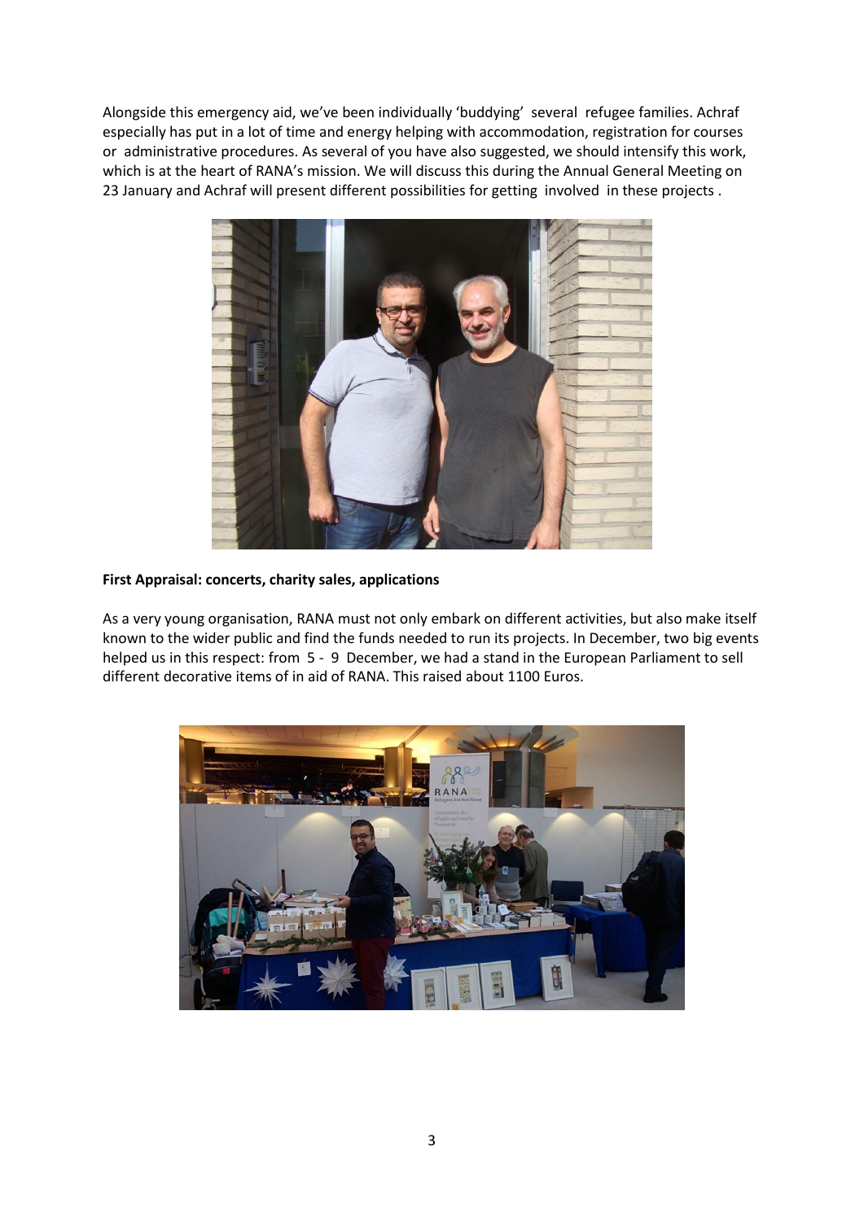Alongside this emergency aid, we've been individually 'buddying' several refugee families. Achraf especially has put in a lot of time and energy helping with accommodation, registration for courses or administrative procedures. As several of you have also suggested, we should intensify this work, which is at the heart of RANA's mission. We will discuss this during the Annual General Meeting on 23 January and Achraf will present different possibilities for getting involved in these projects .

**First Appraisal: concerts, charity sales, applications**

As a very young organisation, RANA must not only embark on different activities, but also make itself known to the wider public and find the funds needed to run its projects. In December, two big events helped us in this respect: from 5 - 9 December, we had a stand in the European Parliament to sell different decorative items of in aid of RANA. This raised about 1100 Euros.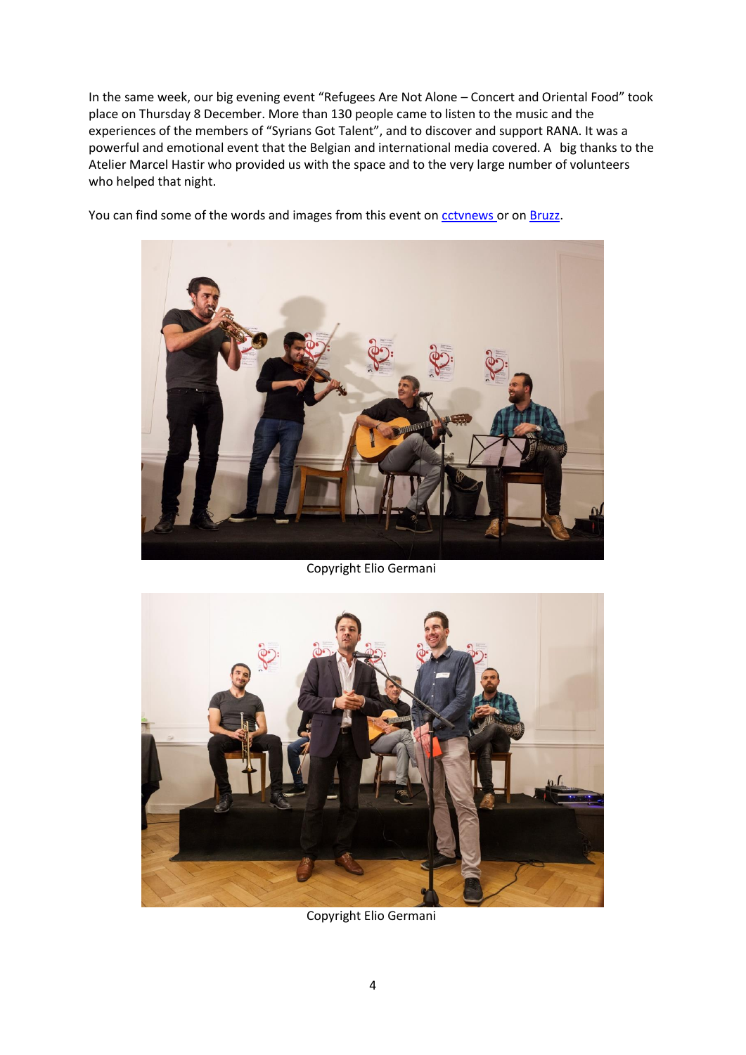In the same week, our big evening event "Refugees Are Not Alone – Concert and Oriental Food" took place on Thursday 8 December. More than 130 people came to listen to the music and the experiences of the members of "Syrians Got Talent", and to discover and support RANA. It was a powerful and emotional event that the Belgian and international media covered. A big thanks to the Atelier Marcel Hastir who provided us with the space and to the very large number of volunteers who helped that night.

You can find some of the words and images from this event on cctvnews or on Bruzz.

Copyright Elio Germani

Copyright Elio Germani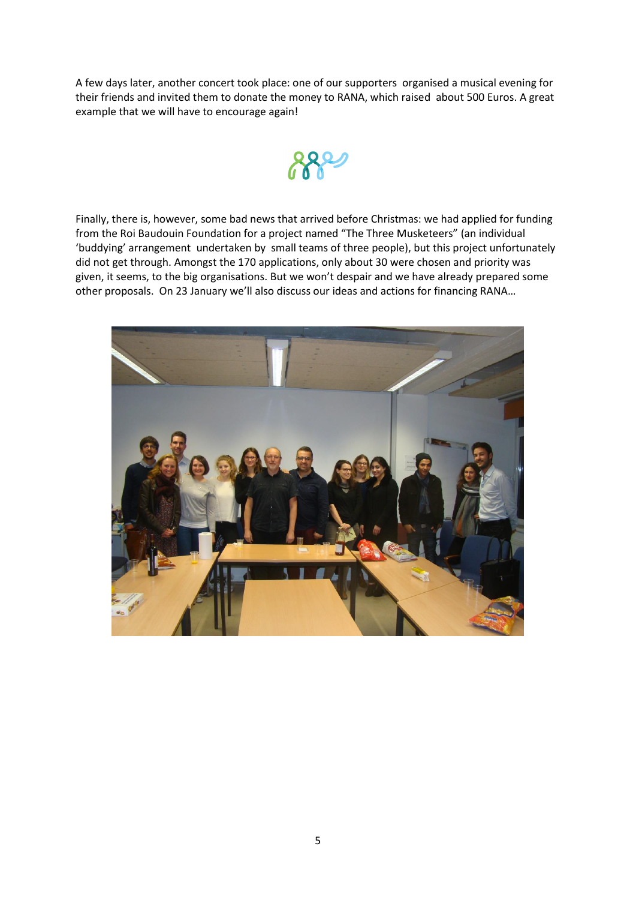A few days later, another concert took place: one of our supporters organised a musical evening for their friends and invited them to donate the money to RANA, which raised about 500 Euros. A great example that we will have to encourage again!

Finally, there is, however, some bad news that arrived before Christmas: we had applied for funding from the Roi Baudouin Foundation for a project named "The Three Musketeers" (an individual 'buddying' arrangement undertaken by small teams of three people), but this project unfortunately did not get through. Amongst the 170 applications, only about 30 were chosen and priority was given, it seems, to the big organisations. But we won't despair and we have already prepared some other proposals. On 23 January we'll also discuss our ideas and actions for financing RANA…